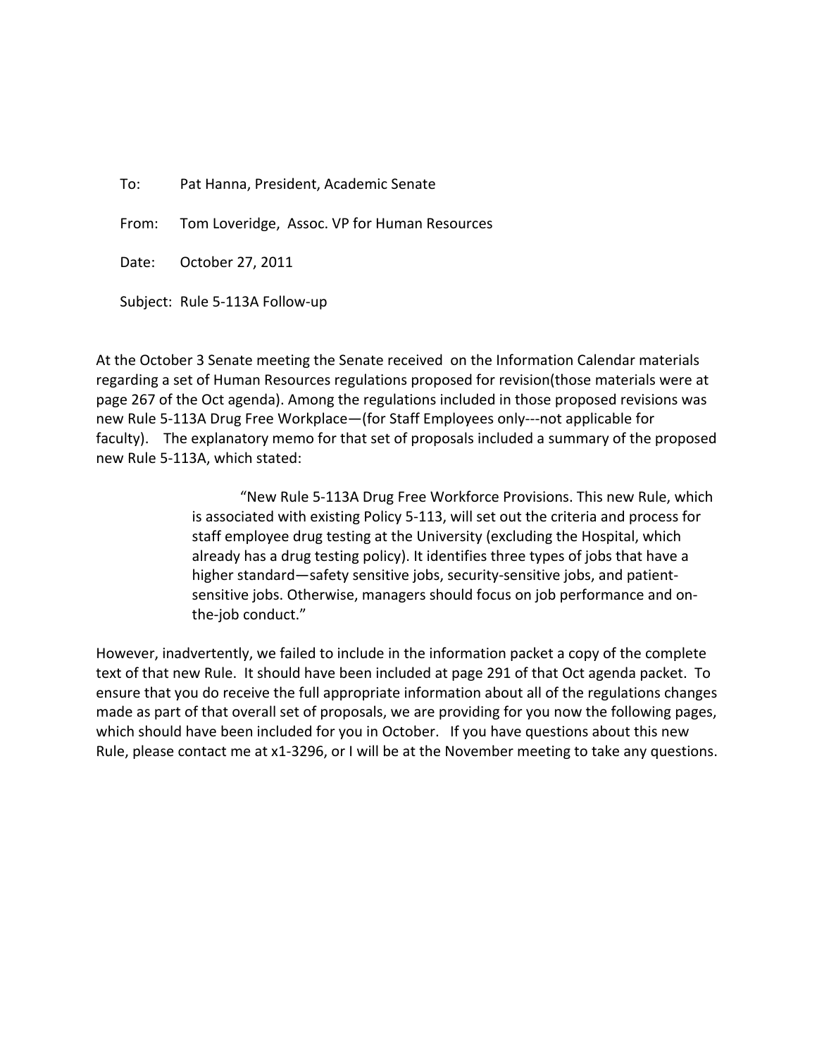To: Pat Hanna, President, Academic Senate

From: Tom Loveridge, Assoc. VP for Human Resources

Date: October 27, 2011

Subject: Rule 5-113A Follow-up

At the October 3 Senate meeting the Senate received on the Information Calendar materials regarding a set of Human Resources regulations proposed for revision(those materials were at page 267 of the Oct agenda). Among the regulations included in those proposed revisions was new Rule 5-113A Drug Free Workplace—(for Staff Employees only---not applicable for faculty). The explanatory memo for that set of proposals included a summary of the proposed new Rule 5-113A, which stated:

> "New Rule 5-113A Drug Free Workforce Provisions. This new Rule, which is associated with existing Policy 5-113, will set out the criteria and process for staff employee drug testing at the University (excluding the Hospital, which already has a drug testing policy). It identifies three types of jobs that have a higher standard—safety sensitive jobs, security-sensitive jobs, and patient-sensitive jobs. Otherwise, managers should focus on job performance and on-the-job conduct."

However, inadvertently, we failed to include in the information packet a copy of the complete text of that new Rule. It should have been included at page 291 of that Oct agenda packet. To ensure that you do receive the full appropriate information about all of the regulations changes made as part of that overall set of proposals, we are providing for you now the following pages, which should have been included for you in October. If you have questions about this new Rule, please contact me at x1-3296, or I will be at the November meeting to take any questions.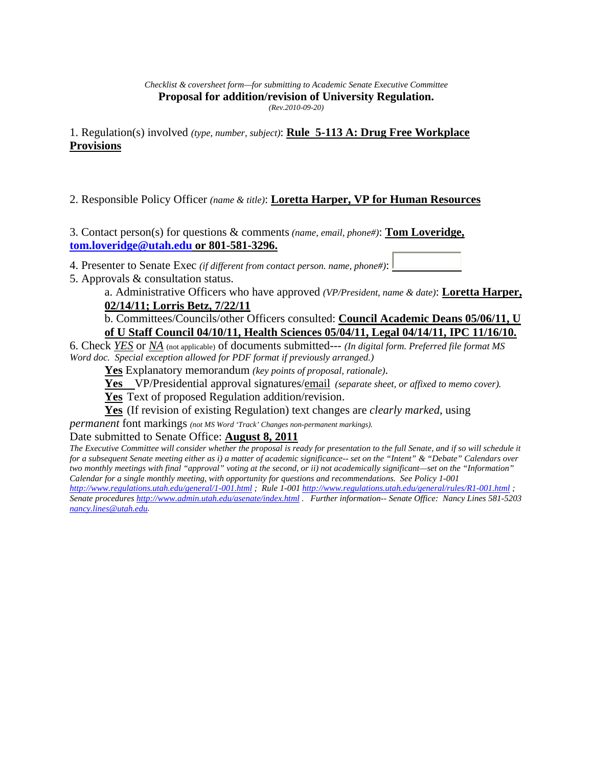*Checklist & coversheet form—for submitting to Academic Senate Executive Committee*

**Proposal for addition/revision of University Regulation.**

*(Rev.2010-09-20)*

1. Regulation(s) involved *(type, number, subject)*: **Rule 5-113 A: Drug Free Workplace Provisions**

2. Responsible Policy Officer *(name & title)*: **Loretta Harper, VP for Human Resources**

3. Contact person(s) for questions & comments *(name, email, phone#)*: **Tom Loveridge, tom.loveridge@utah.edu or 801-581-3296.**

4. Presenter to Senate Exec *(if different from contact person. name, phone#)*:

5. Approvals & consultation status.

   a. Administrative Officers who have approved *(VP/President, name & date)*: **Loretta Harper, 02/14/11; Lorris Betz, 7/22/11**

   b. Committees/Councils/other Officers consulted: **Council Academic Deans 05/06/11, U of U Staff Council 04/10/11, Health Sciences 05/04/11, Legal 04/14/11, IPC 11/16/10.**

6. Check *YES* or *NA* (not applicable) of documents submitted--- *(In digital form. Preferred file format MS Word doc. Special exception allowed for PDF format if previously arranged.)*

   **Yes** Explanatory memorandum *(key points of proposal, rationale)*.

   **Yes** VP/Presidential approval signatures/email *(separate sheet, or affixed to memo cover).*

   **Yes** Text of proposed Regulation addition/revision.

   **Yes** (If revision of existing Regulation) text changes are *clearly marked*, using *permanent* font markings *(not MS Word 'Track' Changes non-permanent markings).*

Date submitted to Senate Office: **August 8, 2011**

*The Executive Committee will consider whether the proposal is ready for presentation to the full Senate, and if so will schedule it for a subsequent Senate meeting either as i) a matter of academic significance-- set on the "Intent" & "Debate" Calendars over two monthly meetings with final "approval" voting at the second, or ii) not academically significant—set on the "Information" Calendar for a single monthly meeting, with opportunity for questions and recommendations. See Policy 1-001 http://www.regulations.utah.edu/general/1-001.html ; Rule 1-001 http://www.regulations.utah.edu/general/rules/R1-001.html ; Senate procedures http://www.admin.utah.edu/asenate/index.html . Further information-- Senate Office: Nancy Lines 581-5203 nancy.lines@utah.edu.*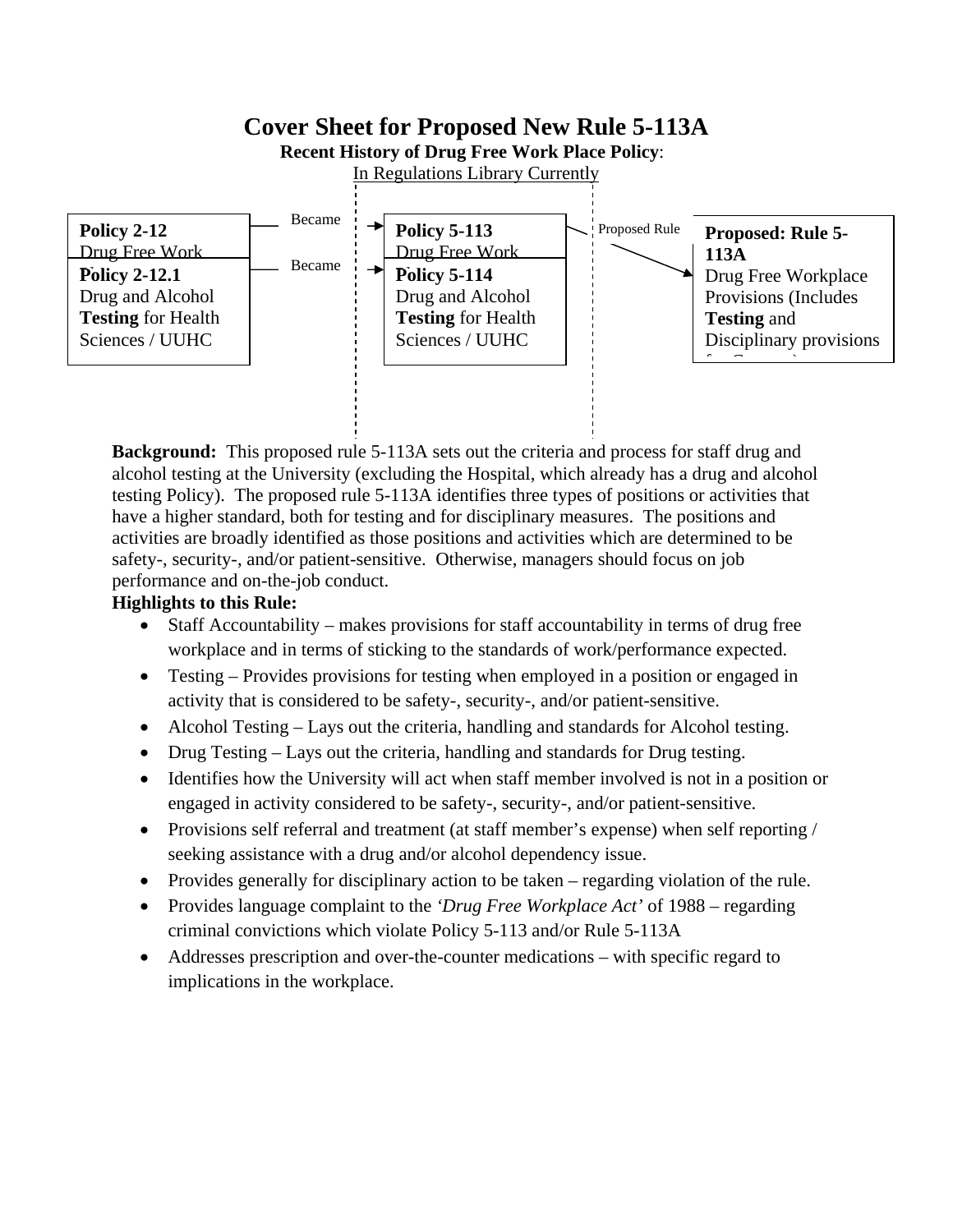# Cover Sheet for Proposed New Rule 5-113A

**Recent History of Drug Free Work Place Policy**:

In Regulations Library Currently

**Policy 2-12**
Drug Free Work

Became

**Policy 5-113**
Drug Free Work

Proposed Rule

**Proposed: Rule 5-113A**
Drug Free Workplace Provisions (Includes **Testing** and Disciplinary provisions

**Policy 2-12.1**
Drug and Alcohol **Testing** for Health Sciences / UUHC

Became

**Policy 5-114**
Drug and Alcohol **Testing** for Health Sciences / UUHC

**Background:** This proposed rule 5-113A sets out the criteria and process for staff drug and alcohol testing at the University (excluding the Hospital, which already has a drug and alcohol testing Policy). The proposed rule 5-113A identifies three types of positions or activities that have a higher standard, both for testing and for disciplinary measures. The positions and activities are broadly identified as those positions and activities which are determined to be safety-, security-, and/or patient-sensitive. Otherwise, managers should focus on job performance and on-the-job conduct.

**Highlights to this Rule:**

- Staff Accountability – makes provisions for staff accountability in terms of drug free workplace and in terms of sticking to the standards of work/performance expected.
- Testing – Provides provisions for testing when employed in a position or engaged in activity that is considered to be safety-, security-, and/or patient-sensitive.
- Alcohol Testing – Lays out the criteria, handling and standards for Alcohol testing.
- Drug Testing – Lays out the criteria, handling and standards for Drug testing.
- Identifies how the University will act when staff member involved is not in a position or engaged in activity considered to be safety-, security-, and/or patient-sensitive.
- Provisions self referral and treatment (at staff member's expense) when self reporting / seeking assistance with a drug and/or alcohol dependency issue.
- Provides generally for disciplinary action to be taken – regarding violation of the rule.
- Provides language complaint to the *'Drug Free Workplace Act'* of 1988 – regarding criminal convictions which violate Policy 5-113 and/or Rule 5-113A
- Addresses prescription and over-the-counter medications – with specific regard to implications in the workplace.